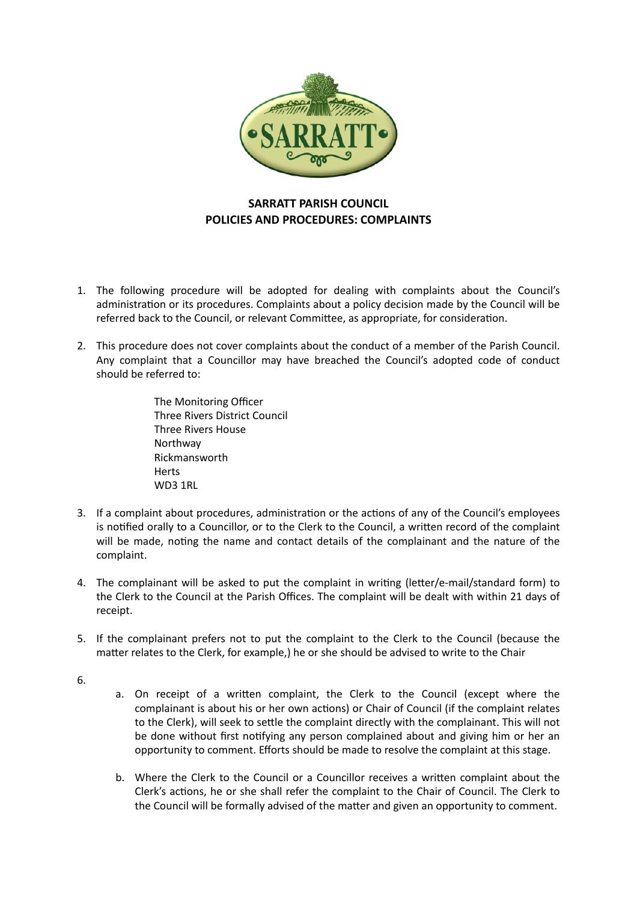# SARRATT PARISH COUNCIL
# POLICIES AND PROCEDURES: COMPLAINTS

1. The following procedure will be adopted for dealing with complaints about the Council's administration or its procedures. Complaints about a policy decision made by the Council will be referred back to the Council, or relevant Committee, as appropriate, for consideration.

2. This procedure does not cover complaints about the conduct of a member of the Parish Council. Any complaint that a Councillor may have breached the Council's adopted code of conduct should be referred to:

   The Monitoring Officer
   Three Rivers District Council
   Three Rivers House
   Northway
   Rickmansworth
   Herts
   WD3 1RL

3. If a complaint about procedures, administration or the actions of any of the Council's employees is notified orally to a Councillor, or to the Clerk to the Council, a written record of the complaint will be made, noting the name and contact details of the complainant and the nature of the complaint.

4. The complainant will be asked to put the complaint in writing (letter/e-mail/standard form) to the Clerk to the Council at the Parish Offices. The complaint will be dealt with within 21 days of receipt.

5. If the complainant prefers not to put the complaint to the Clerk to the Council (because the matter relates to the Clerk, for example,) he or she should be advised to write to the Chair

6.
   a. On receipt of a written complaint, the Clerk to the Council (except where the complainant is about his or her own actions) or Chair of Council (if the complaint relates to the Clerk), will seek to settle the complaint directly with the complainant. This will not be done without first notifying any person complained about and giving him or her an opportunity to comment. Efforts should be made to resolve the complaint at this stage.

   b. Where the Clerk to the Council or a Councillor receives a written complaint about the Clerk's actions, he or she shall refer the complaint to the Chair of Council. The Clerk to the Council will be formally advised of the matter and given an opportunity to comment.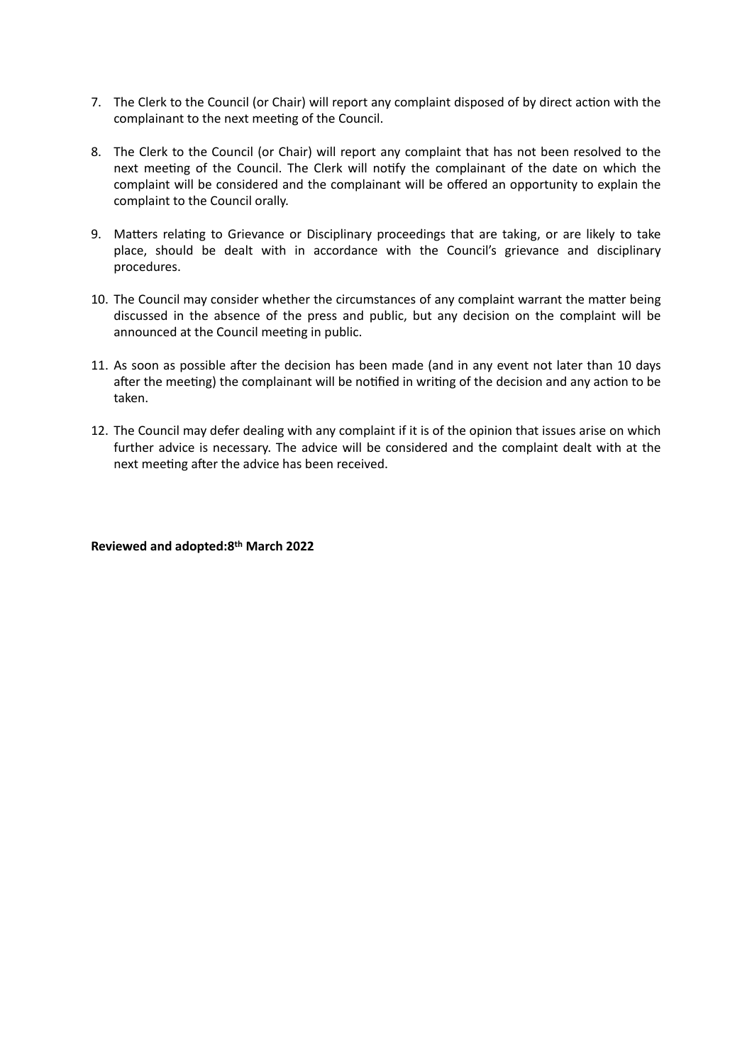7. The Clerk to the Council (or Chair) will report any complaint disposed of by direct action with the complainant to the next meeting of the Council.

8. The Clerk to the Council (or Chair) will report any complaint that has not been resolved to the next meeting of the Council. The Clerk will notify the complainant of the date on which the complaint will be considered and the complainant will be offered an opportunity to explain the complaint to the Council orally.

9. Matters relating to Grievance or Disciplinary proceedings that are taking, or are likely to take place, should be dealt with in accordance with the Council's grievance and disciplinary procedures.

10. The Council may consider whether the circumstances of any complaint warrant the matter being discussed in the absence of the press and public, but any decision on the complaint will be announced at the Council meeting in public.

11. As soon as possible after the decision has been made (and in any event not later than 10 days after the meeting) the complainant will be notified in writing of the decision and any action to be taken.

12. The Council may defer dealing with any complaint if it is of the opinion that issues arise on which further advice is necessary. The advice will be considered and the complaint dealt with at the next meeting after the advice has been received.

**Reviewed and adopted:8th March 2022**